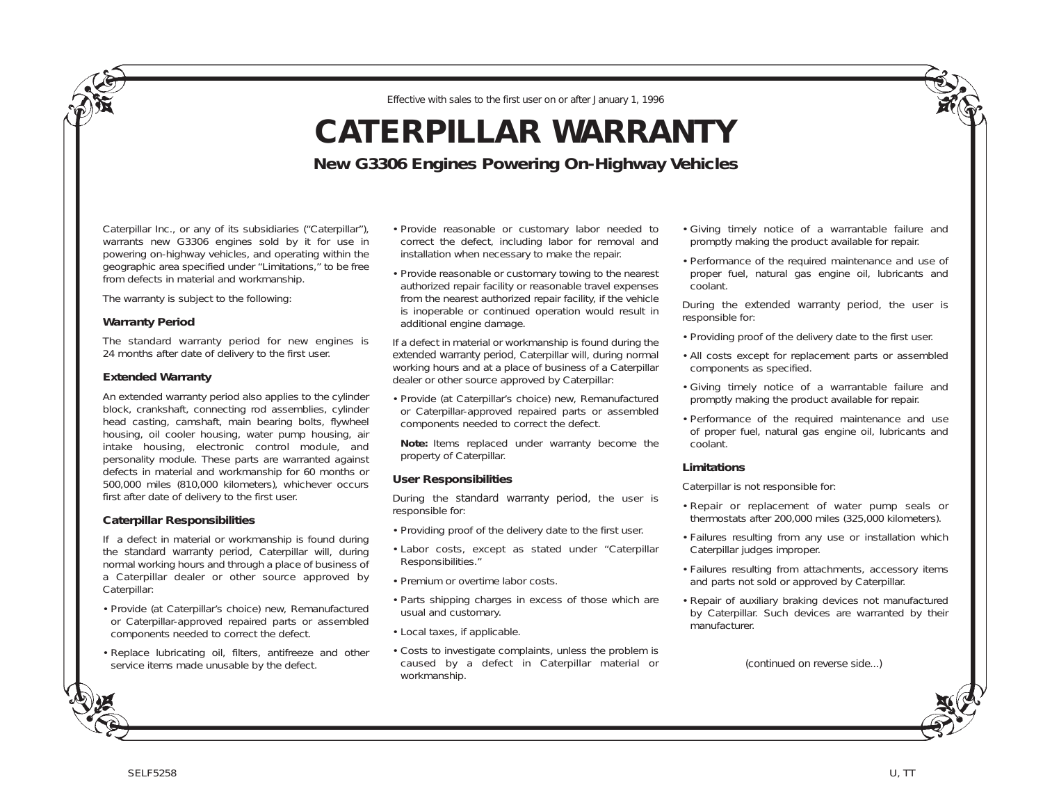Effective with sales to the first user on or after January 1, 1996

# CATERPILLAR WARRANTY

## New G3306 Engines Powering On-Highway Vehicles

Caterpillar Inc., or any of its subsidiaries ("Caterpillar"), warrants new G3306 engines sold by it for use in powering on-highway vehicles, and operating within the geographic area specified under "Limitations," to be free from defects in material and workmanship.

The warranty is subject to the following:

### Warranty Period

The standard warranty period for new engines is 24 months after date of delivery to the first user.

### Extended Warranty

An extended warranty period also applies to the cylinder block, crankshaft, connecting rod assemblies, cylinder head casting, camshaft, main bearing bolts, flywheel housing, oil cooler housing, water pump housing, air intake housing, electronic control module, and personality module. These parts are warranted against defects in material and workmanship for 60 months or 500,000 miles (810,000 kilometers), whichever occurs first after date of delivery to the first user.

### Caterpillar Responsibilities

If a defect in material or workmanship is found during the standard warranty period, Caterpillar will, during normal working hours and through a place of business of a Caterpillar dealer or other source approved by Caterpillar:

- Provide (at Caterpillar's choice) new, Remanufactured or Caterpillar-approved repaired parts or assembled components needed to correct the defect.
- Replace lubricating oil, filters, antifreeze and other service items made unusable by the defect.
- Provide reasonable or customary labor needed to correct the defect, including labor for removal and installation when necessary to make the repair.
- Provide reasonable or customary towing to the nearest authorized repair facility or reasonable travel expenses from the nearest authorized repair facility, if the vehicle is inoperable or continued operation would result in additional engine damage.

If a defect in material or workmanship is found during the extended warranty period, Caterpillar will, during normal working hours and at a place of business of a Caterpillar dealer or other source approved by Caterpillar:

- Provide (at Caterpillar's choice) new, Remanufactured or Caterpillar-approved repaired parts or assembled components needed to correct the defect.

  **Note:** Items replaced under warranty become the property of Caterpillar.

### User Responsibilities

During the standard warranty period, the user is responsible for:

- Providing proof of the delivery date to the first user.
- Labor costs, except as stated under "Caterpillar Responsibilities."
- Premium or overtime labor costs.
- Parts shipping charges in excess of those which are usual and customary.
- Local taxes, if applicable.
- Costs to investigate complaints, unless the problem is caused by a defect in Caterpillar material or workmanship.
- Giving timely notice of a warrantable failure and promptly making the product available for repair.
- Performance of the required maintenance and use of proper fuel, natural gas engine oil, lubricants and coolant.

During the extended warranty period, the user is responsible for:

- Providing proof of the delivery date to the first user.
- All costs except for replacement parts or assembled components as specified.
- Giving timely notice of a warrantable failure and promptly making the product available for repair.
- Performance of the required maintenance and use of proper fuel, natural gas engine oil, lubricants and coolant.

### Limitations

Caterpillar is not responsible for:

- Repair or replacement of water pump seals or thermostats after 200,000 miles (325,000 kilometers).
- Failures resulting from any use or installation which Caterpillar judges improper.
- Failures resulting from attachments, accessory items and parts not sold or approved by Caterpillar.
- Repair of auxiliary braking devices not manufactured by Caterpillar. Such devices are warranted by their manufacturer.

(continued on reverse side...)

SELF5258 U, TT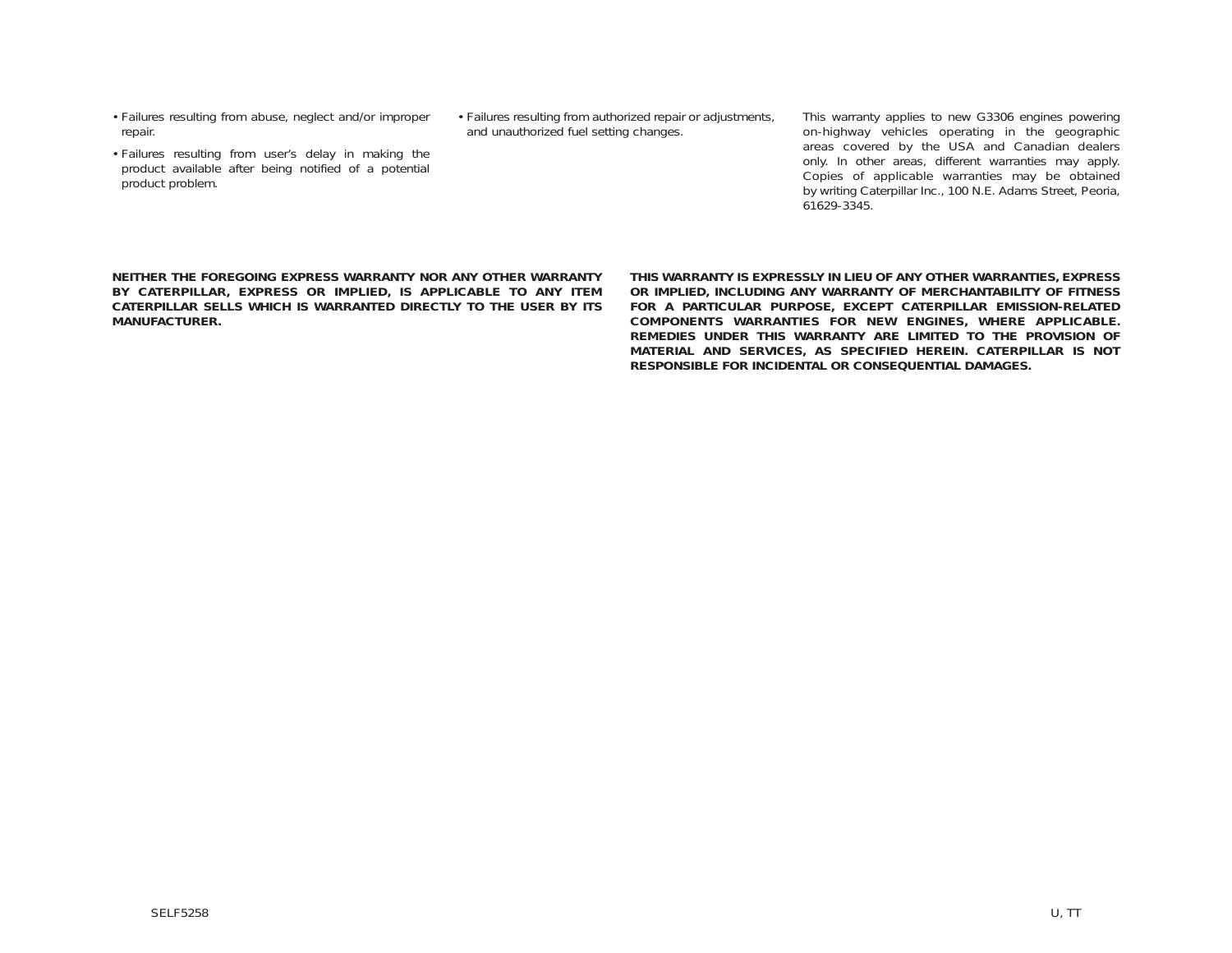- Failures resulting from abuse, neglect and/or improper repair.
- Failures resulting from user's delay in making the product available after being notified of a potential product problem.
- Failures resulting from authorized repair or adjustments, and unauthorized fuel setting changes.

This warranty applies to new G3306 engines powering on-highway vehicles operating in the geographic areas covered by the USA and Canadian dealers only. In other areas, different warranties may apply. Copies of applicable warranties may be obtained by writing Caterpillar Inc., 100 N.E. Adams Street, Peoria, 61629-3345.

**NEITHER THE FOREGOING EXPRESS WARRANTY NOR ANY OTHER WARRANTY BY CATERPILLAR, EXPRESS OR IMPLIED, IS APPLICABLE TO ANY ITEM CATERPILLAR SELLS WHICH IS WARRANTED DIRECTLY TO THE USER BY ITS MANUFACTURER.**

**THIS WARRANTY IS EXPRESSLY IN LIEU OF ANY OTHER WARRANTIES, EXPRESS OR IMPLIED, INCLUDING ANY WARRANTY OF MERCHANTABILITY OF FITNESS FOR A PARTICULAR PURPOSE, EXCEPT CATERPILLAR EMISSION-RELATED COMPONENTS WARRANTIES FOR NEW ENGINES, WHERE APPLICABLE. REMEDIES UNDER THIS WARRANTY ARE LIMITED TO THE PROVISION OF MATERIAL AND SERVICES, AS SPECIFIED HEREIN. CATERPILLAR IS NOT RESPONSIBLE FOR INCIDENTAL OR CONSEQUENTIAL DAMAGES.**

SELF5258

U, TT